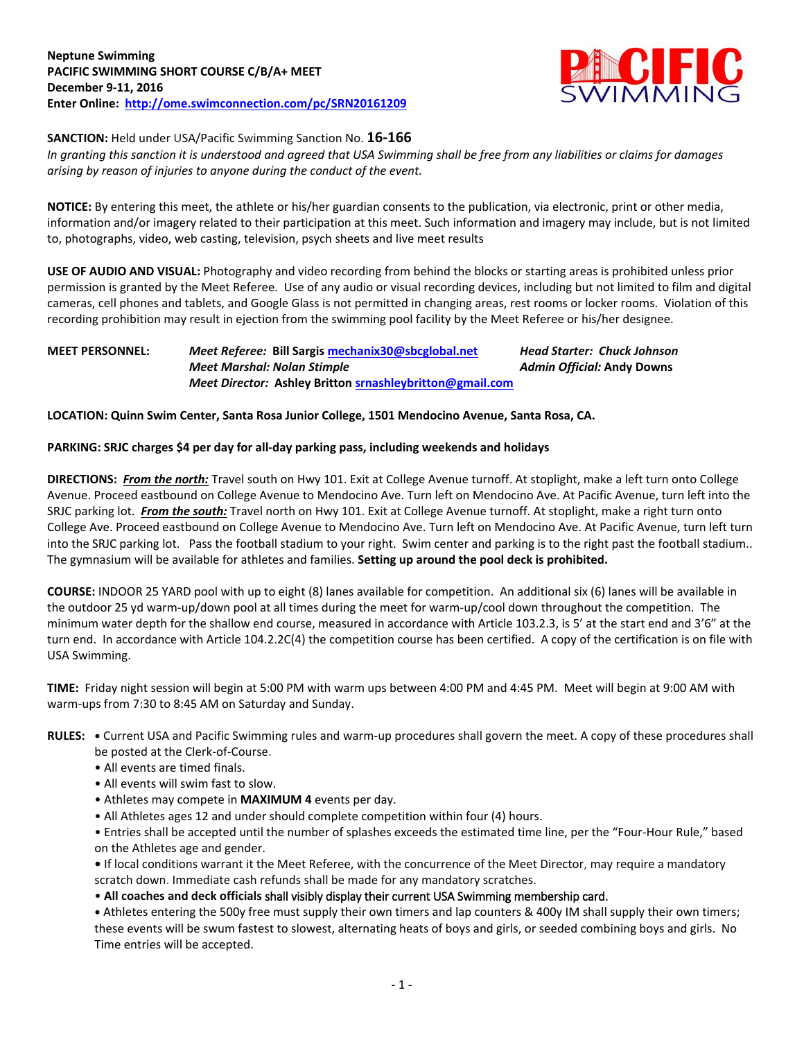**Neptune Swimming**
**PACIFIC SWIMMING SHORT COURSE C/B/A+ MEET**
**December 9-11, 2016**
**Enter Online: http://ome.swimconnection.com/pc/SRN20161209**

**SANCTION:** Held under USA/Pacific Swimming Sanction No. **16-166**
*In granting this sanction it is understood and agreed that USA Swimming shall be free from any liabilities or claims for damages arising by reason of injuries to anyone during the conduct of the event.*

**NOTICE:** By entering this meet, the athlete or his/her guardian consents to the publication, via electronic, print or other media, information and/or imagery related to their participation at this meet. Such information and imagery may include, but is not limited to, photographs, video, web casting, television, psych sheets and live meet results

**USE OF AUDIO AND VISUAL:** Photography and video recording from behind the blocks or starting areas is prohibited unless prior permission is granted by the Meet Referee. Use of any audio or visual recording devices, including but not limited to film and digital cameras, cell phones and tablets, and Google Glass is not permitted in changing areas, rest rooms or locker rooms. Violation of this recording prohibition may result in ejection from the swimming pool facility by the Meet Referee or his/her designee.

**MEET PERSONNEL:**
*Meet Referee:* **Bill Sargis** mechanix30@sbcglobal.net
*Head Starter: Chuck Johnson*
*Meet Marshal: Nolan Stimple*
*Admin Official:* **Andy Downs**
*Meet Director:* **Ashley Britton** srnashleybritton@gmail.com

**LOCATION: Quinn Swim Center, Santa Rosa Junior College, 1501 Mendocino Avenue, Santa Rosa, CA.**

**PARKING: SRJC charges $4 per day for all-day parking pass, including weekends and holidays**

**DIRECTIONS:** ***From the north:*** Travel south on Hwy 101. Exit at College Avenue turnoff. At stoplight, make a left turn onto College Avenue. Proceed eastbound on College Avenue to Mendocino Ave. Turn left on Mendocino Ave. At Pacific Avenue, turn left into the SRJC parking lot. ***From the south:*** Travel north on Hwy 101. Exit at College Avenue turnoff. At stoplight, make a right turn onto College Ave. Proceed eastbound on College Avenue to Mendocino Ave. Turn left on Mendocino Ave. At Pacific Avenue, turn left turn into the SRJC parking lot. Pass the football stadium to your right. Swim center and parking is to the right past the football stadium.. The gymnasium will be available for athletes and families. **Setting up around the pool deck is prohibited.**

**COURSE:** INDOOR 25 YARD pool with up to eight (8) lanes available for competition. An additional six (6) lanes will be available in the outdoor 25 yd warm-up/down pool at all times during the meet for warm-up/cool down throughout the competition. The minimum water depth for the shallow end course, measured in accordance with Article 103.2.3, is 5' at the start end and 3'6" at the turn end. In accordance with Article 104.2.2C(4) the competition course has been certified. A copy of the certification is on file with USA Swimming.

**TIME:** Friday night session will begin at 5:00 PM with warm ups between 4:00 PM and 4:45 PM. Meet will begin at 9:00 AM with warm-ups from 7:30 to 8:45 AM on Saturday and Sunday.

**RULES:**
- Current USA and Pacific Swimming rules and warm-up procedures shall govern the meet. A copy of these procedures shall be posted at the Clerk-of-Course.
- All events are timed finals.
- All events will swim fast to slow.
- Athletes may compete in **MAXIMUM 4** events per day.
- All Athletes ages 12 and under should complete competition within four (4) hours.
- Entries shall be accepted until the number of splashes exceeds the estimated time line, per the "Four-Hour Rule," based on the Athletes age and gender.
- If local conditions warrant it the Meet Referee, with the concurrence of the Meet Director, may require a mandatory scratch down. Immediate cash refunds shall be made for any mandatory scratches.
- **All coaches and deck officials** shall visibly display their current USA Swimming membership card.
- Athletes entering the 500y free must supply their own timers and lap counters & 400y IM shall supply their own timers; these events will be swum fastest to slowest, alternating heats of boys and girls, or seeded combining boys and girls. No Time entries will be accepted.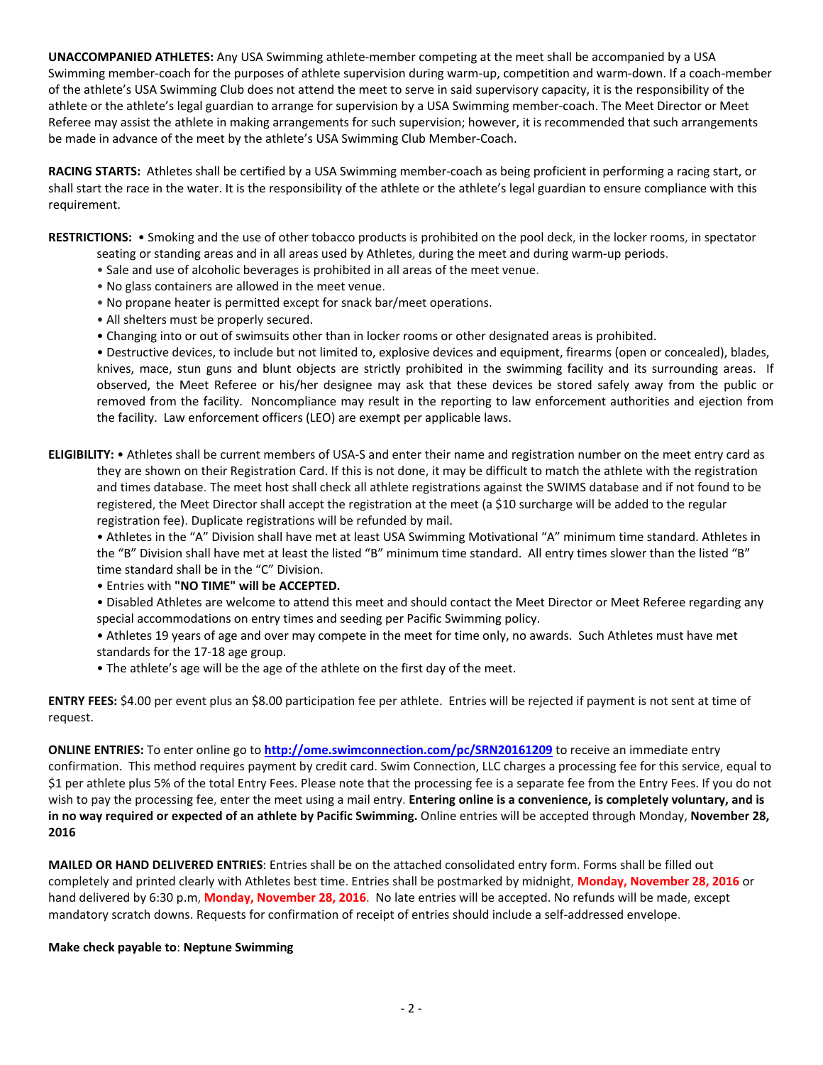**UNACCOMPANIED ATHLETES:** Any USA Swimming athlete-member competing at the meet shall be accompanied by a USA Swimming member-coach for the purposes of athlete supervision during warm-up, competition and warm-down. If a coach-member of the athlete's USA Swimming Club does not attend the meet to serve in said supervisory capacity, it is the responsibility of the athlete or the athlete's legal guardian to arrange for supervision by a USA Swimming member-coach. The Meet Director or Meet Referee may assist the athlete in making arrangements for such supervision; however, it is recommended that such arrangements be made in advance of the meet by the athlete's USA Swimming Club Member-Coach.

**RACING STARTS:** Athletes shall be certified by a USA Swimming member-coach as being proficient in performing a racing start, or shall start the race in the water. It is the responsibility of the athlete or the athlete's legal guardian to ensure compliance with this requirement.

**RESTRICTIONS:**
- Smoking and the use of other tobacco products is prohibited on the pool deck, in the locker rooms, in spectator seating or standing areas and in all areas used by Athletes, during the meet and during warm-up periods.
- Sale and use of alcoholic beverages is prohibited in all areas of the meet venue.
- No glass containers are allowed in the meet venue.
- No propane heater is permitted except for snack bar/meet operations.
- All shelters must be properly secured.
- Changing into or out of swimsuits other than in locker rooms or other designated areas is prohibited.
- Destructive devices, to include but not limited to, explosive devices and equipment, firearms (open or concealed), blades, knives, mace, stun guns and blunt objects are strictly prohibited in the swimming facility and its surrounding areas. If observed, the Meet Referee or his/her designee may ask that these devices be stored safely away from the public or removed from the facility. Noncompliance may result in the reporting to law enforcement authorities and ejection from the facility. Law enforcement officers (LEO) are exempt per applicable laws.

**ELIGIBILITY:**
- Athletes shall be current members of USA-S and enter their name and registration number on the meet entry card as they are shown on their Registration Card. If this is not done, it may be difficult to match the athlete with the registration and times database. The meet host shall check all athlete registrations against the SWIMS database and if not found to be registered, the Meet Director shall accept the registration at the meet (a $10 surcharge will be added to the regular registration fee). Duplicate registrations will be refunded by mail.
- Athletes in the "A" Division shall have met at least USA Swimming Motivational "A" minimum time standard. Athletes in the "B" Division shall have met at least the listed "B" minimum time standard. All entry times slower than the listed "B" time standard shall be in the "C" Division.
- Entries with **"NO TIME" will be ACCEPTED.**
- Disabled Athletes are welcome to attend this meet and should contact the Meet Director or Meet Referee regarding any special accommodations on entry times and seeding per Pacific Swimming policy.
- Athletes 19 years of age and over may compete in the meet for time only, no awards. Such Athletes must have met standards for the 17-18 age group.
- The athlete's age will be the age of the athlete on the first day of the meet.

**ENTRY FEES:** $4.00 per event plus an $8.00 participation fee per athlete. Entries will be rejected if payment is not sent at time of request.

**ONLINE ENTRIES:** To enter online go to **http://ome.swimconnection.com/pc/SRN20161209** to receive an immediate entry confirmation. This method requires payment by credit card. Swim Connection, LLC charges a processing fee for this service, equal to $1 per athlete plus 5% of the total Entry Fees. Please note that the processing fee is a separate fee from the Entry Fees. If you do not wish to pay the processing fee, enter the meet using a mail entry. **Entering online is a convenience, is completely voluntary, and is in no way required or expected of an athlete by Pacific Swimming.** Online entries will be accepted through Monday, **November 28, 2016**

**MAILED OR HAND DELIVERED ENTRIES**: Entries shall be on the attached consolidated entry form. Forms shall be filled out completely and printed clearly with Athletes best time. Entries shall be postmarked by midnight, **Monday, November 28, 2016** or hand delivered by 6:30 p.m, **Monday, November 28, 2016**. No late entries will be accepted. No refunds will be made, except mandatory scratch downs. Requests for confirmation of receipt of entries should include a self-addressed envelope.

**Make check payable to**: **Neptune Swimming**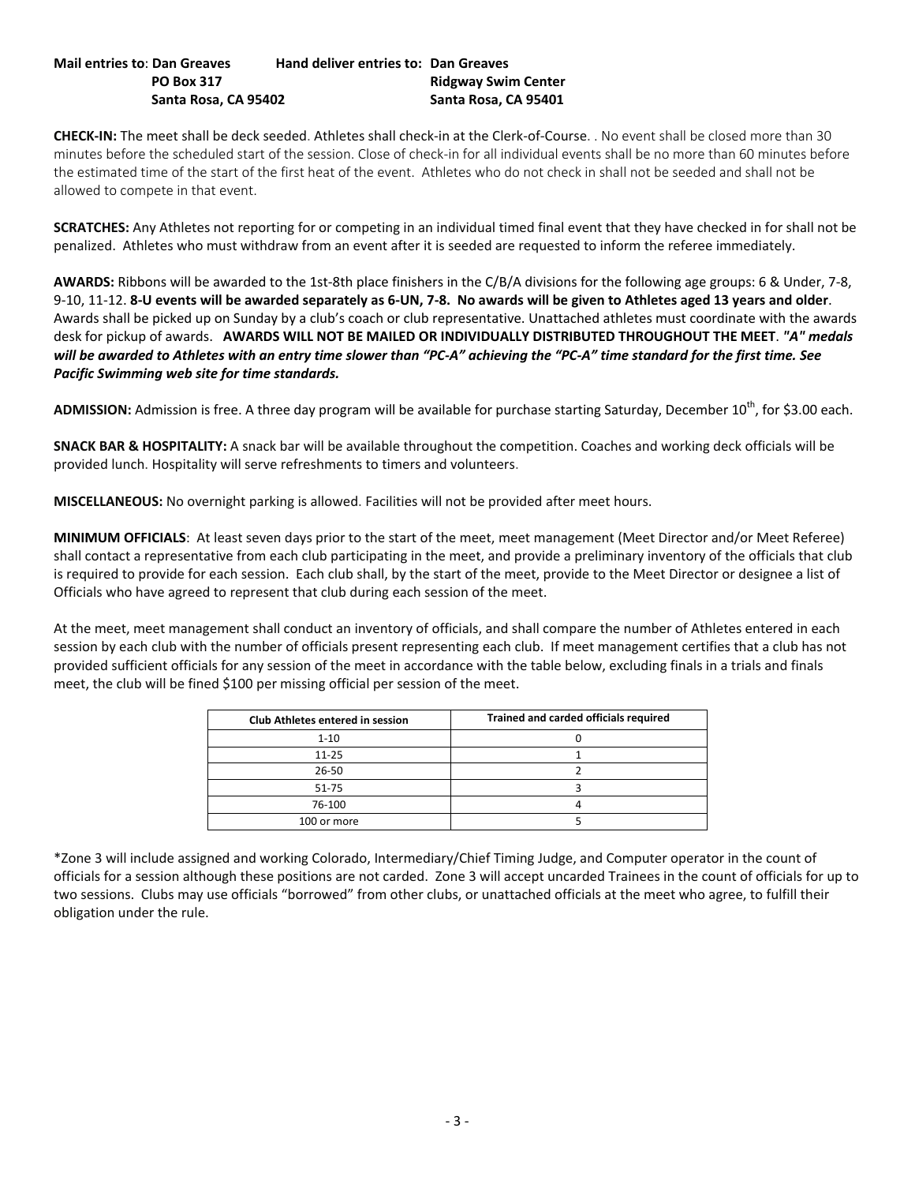**Mail entries to**: **Dan Greaves**
**PO Box 317**
**Santa Rosa, CA 95402**

**Hand deliver entries to: Dan Greaves**
**Ridgway Swim Center**
**Santa Rosa, CA 95401**

**CHECK-IN:** The meet shall be deck seeded. Athletes shall check-in at the Clerk-of-Course. . No event shall be closed more than 30 minutes before the scheduled start of the session. Close of check-in for all individual events shall be no more than 60 minutes before the estimated time of the start of the first heat of the event. Athletes who do not check in shall not be seeded and shall not be allowed to compete in that event.

**SCRATCHES:** Any Athletes not reporting for or competing in an individual timed final event that they have checked in for shall not be penalized. Athletes who must withdraw from an event after it is seeded are requested to inform the referee immediately.

**AWARDS:** Ribbons will be awarded to the 1st-8th place finishers in the C/B/A divisions for the following age groups: 6 & Under, 7-8, 9-10, 11-12. **8-U events will be awarded separately as 6-UN, 7-8. No awards will be given to Athletes aged 13 years and older**. Awards shall be picked up on Sunday by a club's coach or club representative. Unattached athletes must coordinate with the awards desk for pickup of awards. **AWARDS WILL NOT BE MAILED OR INDIVIDUALLY DISTRIBUTED THROUGHOUT THE MEET**. ***"A" medals will be awarded to Athletes with an entry time slower than "PC-A" achieving the "PC-A" time standard for the first time. See Pacific Swimming web site for time standards.***

**ADMISSION:** Admission is free. A three day program will be available for purchase starting Saturday, December 10th, for $3.00 each.

**SNACK BAR & HOSPITALITY:** A snack bar will be available throughout the competition. Coaches and working deck officials will be provided lunch. Hospitality will serve refreshments to timers and volunteers.

**MISCELLANEOUS:** No overnight parking is allowed. Facilities will not be provided after meet hours.

**MINIMUM OFFICIALS**: At least seven days prior to the start of the meet, meet management (Meet Director and/or Meet Referee) shall contact a representative from each club participating in the meet, and provide a preliminary inventory of the officials that club is required to provide for each session. Each club shall, by the start of the meet, provide to the Meet Director or designee a list of Officials who have agreed to represent that club during each session of the meet.

At the meet, meet management shall conduct an inventory of officials, and shall compare the number of Athletes entered in each session by each club with the number of officials present representing each club. If meet management certifies that a club has not provided sufficient officials for any session of the meet in accordance with the table below, excluding finals in a trials and finals meet, the club will be fined $100 per missing official per session of the meet.

| Club Athletes entered in session | Trained and carded officials required |
|---|---|
| 1-10 | 0 |
| 11-25 | 1 |
| 26-50 | 2 |
| 51-75 | 3 |
| 76-100 | 4 |
| 100 or more | 5 |

*Zone 3 will include assigned and working Colorado, Intermediary/Chief Timing Judge, and Computer operator in the count of officials for a session although these positions are not carded. Zone 3 will accept uncarded Trainees in the count of officials for up to two sessions. Clubs may use officials "borrowed" from other clubs, or unattached officials at the meet who agree, to fulfill their obligation under the rule.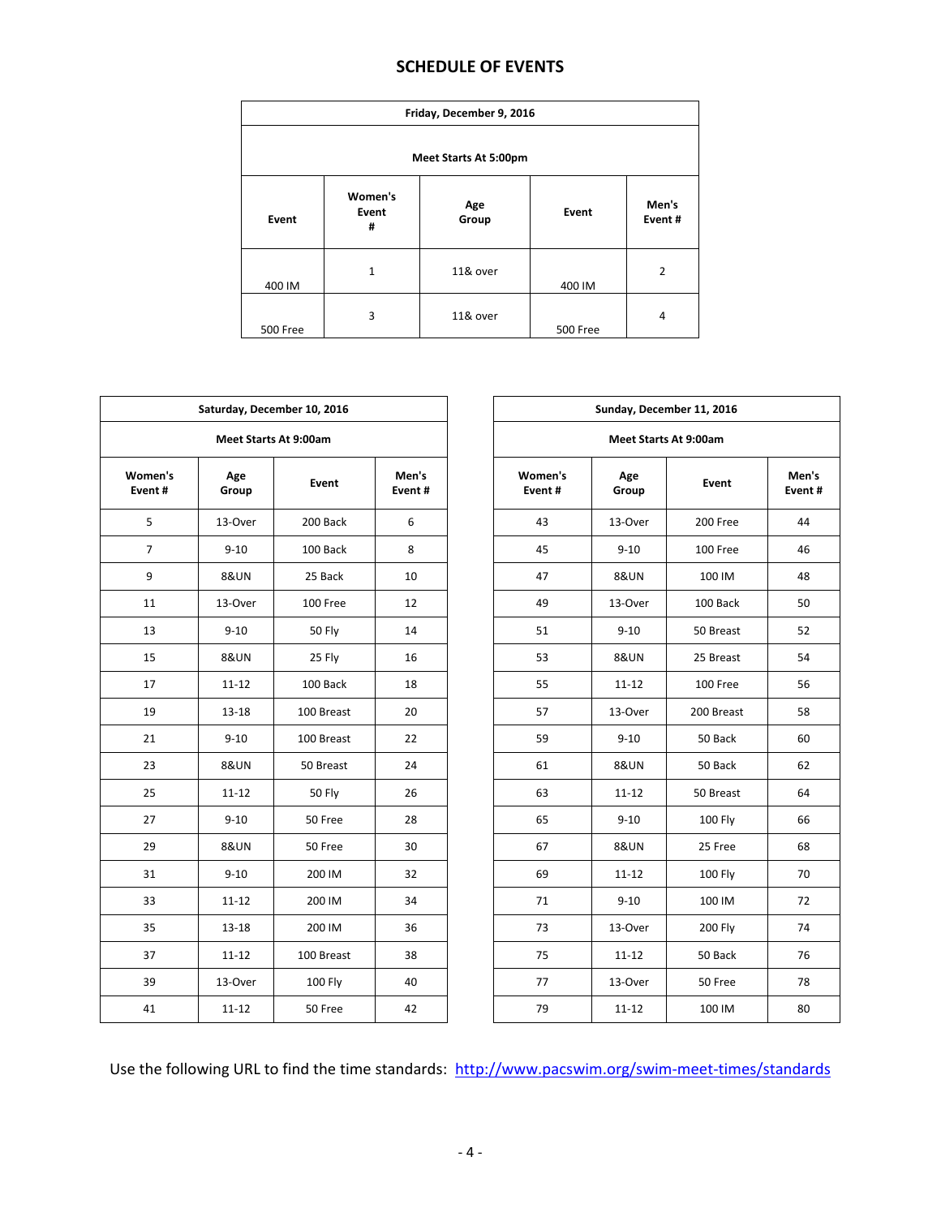# SCHEDULE OF EVENTS

| Friday, December 9, 2016 | | | | |
|---|---|---|---|---|
| Meet Starts At 5:00pm | | | | |
| **Event** | **Women's Event #** | **Age Group** | **Event** | **Men's Event #** |
| 400 IM | 1 | 11& over | 400 IM | 2 |
| 500 Free | 3 | 11& over | 500 Free | 4 |

| Saturday, December 10, 2016 | | | |
|---|---|---|---|
| Meet Starts At 9:00am | | | |
| **Women's Event #** | **Age Group** | **Event** | **Men's Event #** |
| 5 | 13-Over | 200 Back | 6 |
| 7 | 9-10 | 100 Back | 8 |
| 9 | 8&UN | 25 Back | 10 |
| 11 | 13-Over | 100 Free | 12 |
| 13 | 9-10 | 50 Fly | 14 |
| 15 | 8&UN | 25 Fly | 16 |
| 17 | 11-12 | 100 Back | 18 |
| 19 | 13-18 | 100 Breast | 20 |
| 21 | 9-10 | 100 Breast | 22 |
| 23 | 8&UN | 50 Breast | 24 |
| 25 | 11-12 | 50 Fly | 26 |
| 27 | 9-10 | 50 Free | 28 |
| 29 | 8&UN | 50 Free | 30 |
| 31 | 9-10 | 200 IM | 32 |
| 33 | 11-12 | 200 IM | 34 |
| 35 | 13-18 | 200 IM | 36 |
| 37 | 11-12 | 100 Breast | 38 |
| 39 | 13-Over | 100 Fly | 40 |
| 41 | 11-12 | 50 Free | 42 |

| Sunday, December 11, 2016 | | | |
|---|---|---|---|
| Meet Starts At 9:00am | | | |
| **Women's Event #** | **Age Group** | **Event** | **Men's Event #** |
| 43 | 13-Over | 200 Free | 44 |
| 45 | 9-10 | 100 Free | 46 |
| 47 | 8&UN | 100 IM | 48 |
| 49 | 13-Over | 100 Back | 50 |
| 51 | 9-10 | 50 Breast | 52 |
| 53 | 8&UN | 25 Breast | 54 |
| 55 | 11-12 | 100 Free | 56 |
| 57 | 13-Over | 200 Breast | 58 |
| 59 | 9-10 | 50 Back | 60 |
| 61 | 8&UN | 50 Back | 62 |
| 63 | 11-12 | 50 Breast | 64 |
| 65 | 9-10 | 100 Fly | 66 |
| 67 | 8&UN | 25 Free | 68 |
| 69 | 11-12 | 100 Fly | 70 |
| 71 | 9-10 | 100 IM | 72 |
| 73 | 13-Over | 200 Fly | 74 |
| 75 | 11-12 | 50 Back | 76 |
| 77 | 13-Over | 50 Free | 78 |
| 79 | 11-12 | 100 IM | 80 |

Use the following URL to find the time standards: [http://www.pacswim.org/swim-meet-times/standards](http://www.pacswim.org/swim-meet-times/standards)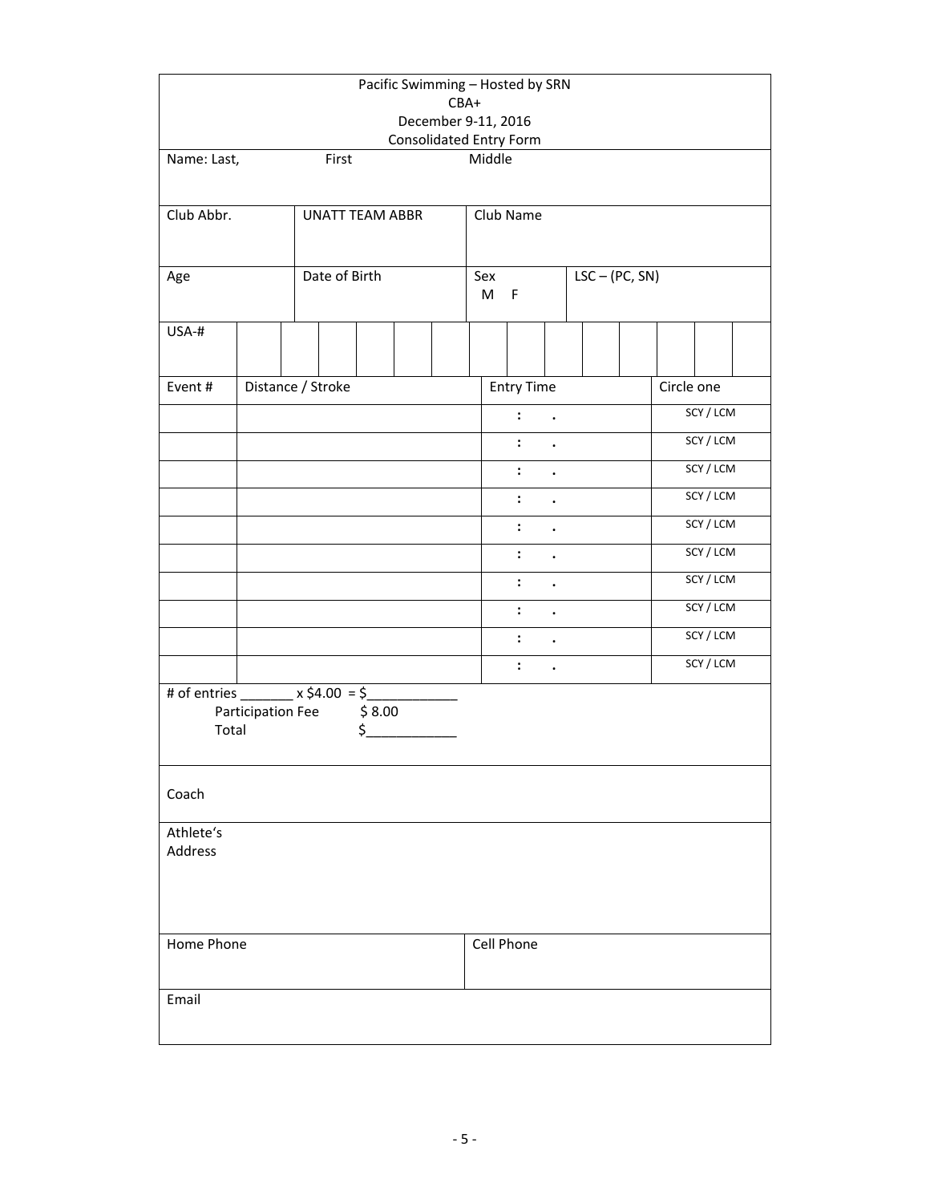Pacific Swimming – Hosted by SRN
CBA+
December 9-11, 2016
Consolidated Entry Form

| | | | |
|---|---|---|---|
| Name: Last, | First | Middle | |
| Club Abbr. | UNATT TEAM ABBR | Club Name | |
| Age | Date of Birth | Sex M F | LSC – (PC, SN) |
| USA-# | | | |

| Event # | Distance / Stroke | Entry Time | Circle one |
|---|---|---|---|
| | | : . | SCY / LCM |
| | | : . | SCY / LCM |
| | | : . | SCY / LCM |
| | | : . | SCY / LCM |
| | | : . | SCY / LCM |
| | | : . | SCY / LCM |
| | | : . | SCY / LCM |
| | | : . | SCY / LCM |
| | | : . | SCY / LCM |
| | | : . | SCY / LCM |

# of entries _______ x $4.00 = $____________
Participation Fee $ 8.00
Total $____________

| | |
|---|---|
| Coach | |
| Athlete's Address | |
| Home Phone | Cell Phone |
| Email | |